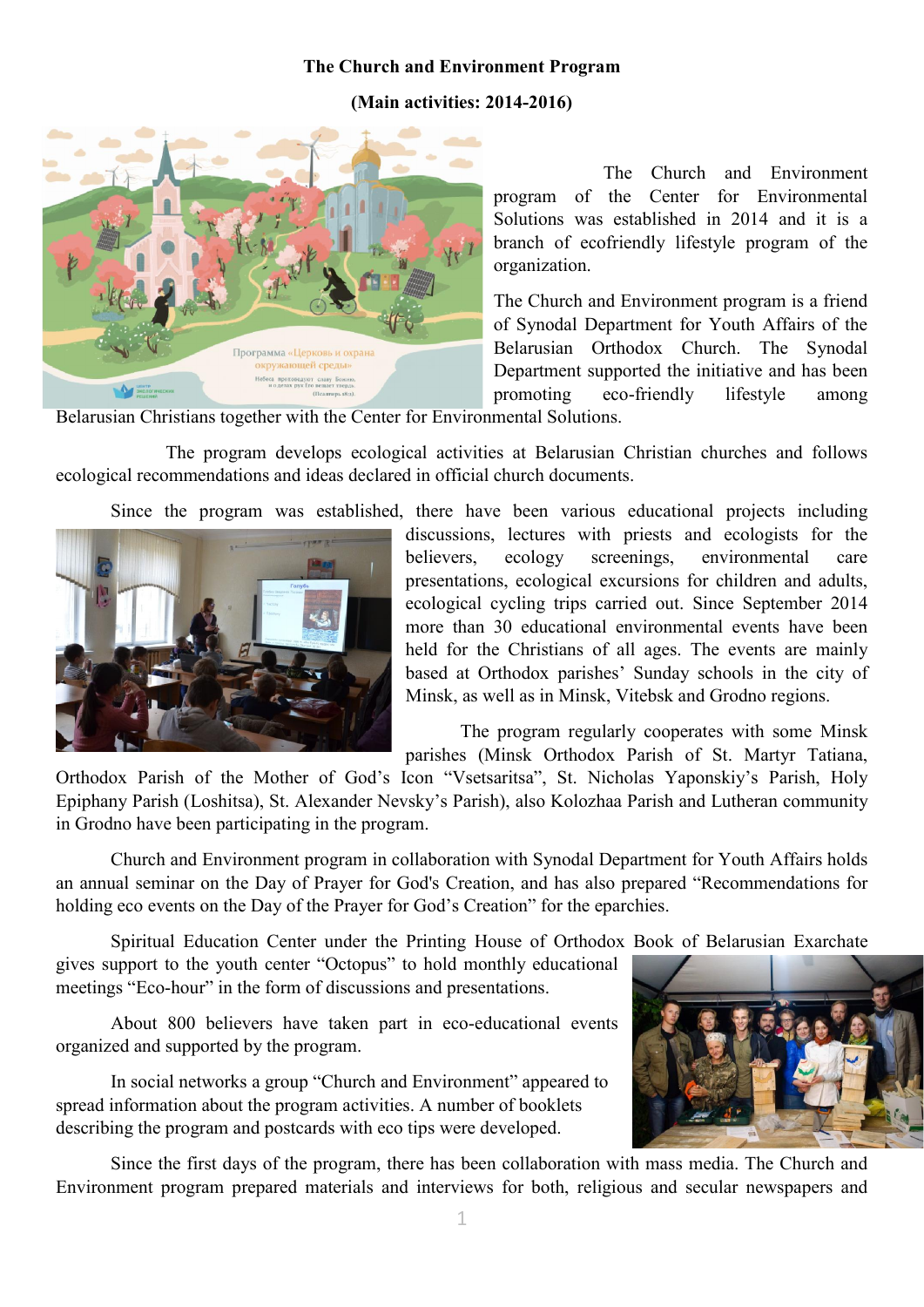**The Church and Environment Program**

**(Main activities: 2014-2016)**

The Church and Environment program of the Center for Environmental Solutions was established in 2014 and it is a branch of ecofriendly lifestyle program of the organization.

The Church and Environment program is a friend of Synodal Department for Youth Affairs of the Belarusian Orthodox Church. The Synodal Department supported the initiative and has been promoting eco-friendly lifestyle among Belarusian Christians together with the Center for Environmental Solutions.

The program develops ecological activities at Belarusian Christian churches and follows ecological recommendations and ideas declared in official church documents.

Since the program was established, there have been various educational projects including discussions, lectures with priests and ecologists for the believers, ecology screenings, environmental care presentations, ecological excursions for children and adults, ecological cycling trips carried out. Since September 2014 more than 30 educational environmental events have been held for the Christians of all ages. The events are mainly based at Orthodox parishes' Sunday schools in the city of Minsk, as well as in Minsk, Vitebsk and Grodno regions.

The program regularly cooperates with some Minsk parishes (Minsk Orthodox Parish of St. Martyr Tatiana, Orthodox Parish of the Mother of God's Icon "Vsetsaritsa", St. Nicholas Yaponskiy's Parish, Holy Epiphany Parish (Loshitsa), St. Alexander Nevsky's Parish), also Kolozhaa Parish and Lutheran community in Grodno have been participating in the program.

Church and Environment program in collaboration with Synodal Department for Youth Affairs holds an annual seminar on the Day of Prayer for God's Creation, and has also prepared "Recommendations for holding eco events on the Day of the Prayer for God's Creation" for the eparchies.

Spiritual Education Center under the Printing House of Orthodox Book of Belarusian Exarchate gives support to the youth center "Octopus" to hold monthly educational meetings "Eco-hour" in the form of discussions and presentations.

About 800 believers have taken part in eco-educational events organized and supported by the program.

In social networks a group "Church and Environment" appeared to spread information about the program activities. A number of booklets describing the program and postcards with eco tips were developed.

Since the first days of the program, there has been collaboration with mass media. The Church and Environment program prepared materials and interviews for both, religious and secular newspapers and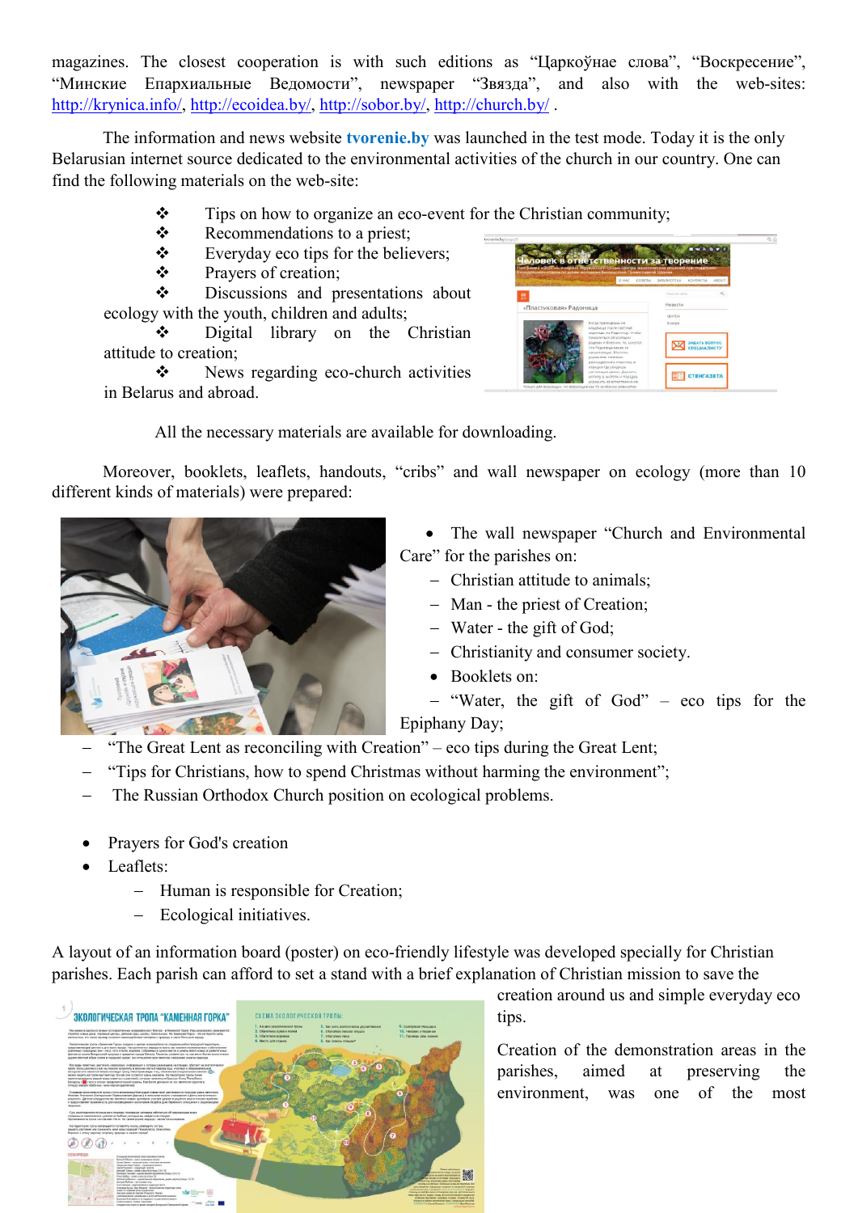magazines. The closest cooperation is with such editions as “Царкоўнае слова”, “Воскресение”, “Минские Епархиальные Ведомости”, newspaper “Звязда”, and also with the web-sites: http://krynica.info/, http://ecoidea.by/, http://sobor.by/, http://church.by/ .

The information and news website **tvorenie.by** was launched in the test mode. Today it is the only Belarusian internet source dedicated to the environmental activities of the church in our country. One can find the following materials on the web-site:

- Tips on how to organize an eco-event for the Christian community;
- Recommendations to a priest;
- Everyday eco tips for the believers;
- Prayers of creation;
- Discussions and presentations about ecology with the youth, children and adults;
- Digital library on the Christian attitude to creation;
- News regarding eco-church activities in Belarus and abroad.

All the necessary materials are available for downloading.

Moreover, booklets, leaflets, handouts, “cribs” and wall newspaper on ecology (more than 10 different kinds of materials) were prepared:

- The wall newspaper “Church and Environmental Care” for the parishes on:
  - Christian attitude to animals;
  - Man - the priest of Creation;
  - Water - the gift of God;
  - Christianity and consumer society.
- Booklets on:
  - “Water, the gift of God” – eco tips for the Epiphany Day;
  - “The Great Lent as reconciling with Creation” – eco tips during the Great Lent;
  - “Tips for Christians, how to spend Christmas without harming the environment”;
  - The Russian Orthodox Church position on ecological problems.

- Prayers for God's creation
- Leaflets:
  - Human is responsible for Creation;
  - Ecological initiatives.

A layout of an information board (poster) on eco-friendly lifestyle was developed specially for Christian parishes. Each parish can afford to set a stand with a brief explanation of Christian mission to save the creation around us and simple everyday eco tips.

Creation of the demonstration areas in the parishes, aimed at preserving the environment, was one of the most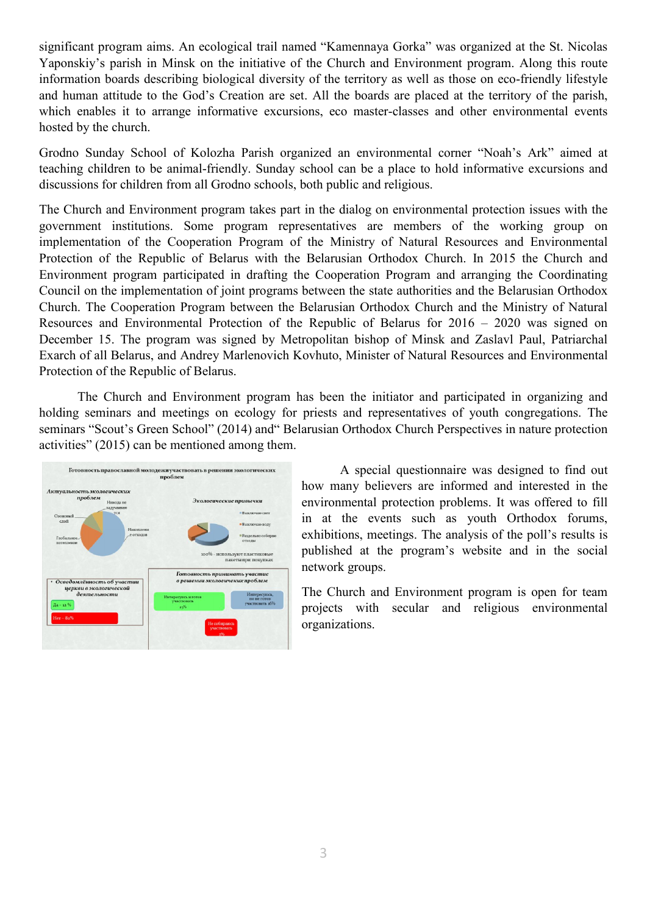significant program aims. An ecological trail named "Kamennaya Gorka" was organized at the St. Nicolas Yaponskiy's parish in Minsk on the initiative of the Church and Environment program. Along this route information boards describing biological diversity of the territory as well as those on eco-friendly lifestyle and human attitude to the God's Creation are set. All the boards are placed at the territory of the parish, which enables it to arrange informative excursions, eco master-classes and other environmental events hosted by the church.

Grodno Sunday School of Kolozha Parish organized an environmental corner "Noah's Ark" aimed at teaching children to be animal-friendly. Sunday school can be a place to hold informative excursions and discussions for children from all Grodno schools, both public and religious.

The Church and Environment program takes part in the dialog on environmental protection issues with the government institutions. Some program representatives are members of the working group on implementation of the Cooperation Program of the Ministry of Natural Resources and Environmental Protection of the Republic of Belarus with the Belarusian Orthodox Church. In 2015 the Church and Environment program participated in drafting the Cooperation Program and arranging the Coordinating Council on the implementation of joint programs between the state authorities and the Belarusian Orthodox Church. The Cooperation Program between the Belarusian Orthodox Church and the Ministry of Natural Resources and Environmental Protection of the Republic of Belarus for 2016 – 2020 was signed on December 15. The program was signed by Metropolitan bishop of Minsk and Zaslavl Paul, Patriarchal Exarch of all Belarus, and Andrey Marlenovich Kovhuto, Minister of Natural Resources and Environmental Protection of the Republic of Belarus.

The Church and Environment program has been the initiator and participated in organizing and holding seminars and meetings on ecology for priests and representatives of youth congregations. The seminars "Scout's Green School" (2014) and" Belarusian Orthodox Church Perspectives in nature protection activities" (2015) can be mentioned among them.

Готовность православной молодежи участвовать в решении экологических проблем

Актуальность экологических проблем

Никогда не задумываюся

Озоновый слой

Глобальное потепление

Накопление отходов

Экологические привычки

Выключаю свет

Выключаю воду

Раздельно собираю отходы

100% - используют пластиковые пакеты при покупках

Осведомлённость об участии церкви в экологической деятельности

Да – 12 %

Нет – 82%

Готовность принимать участие в решении экологических проблем

Интересуюсь и готов участвовать 23%

Интересуюсь, но не готов участвовать 16%

Не собираюсь участвовать 3%

A special questionnaire was designed to find out how many believers are informed and interested in the environmental protection problems. It was offered to fill in at the events such as youth Orthodox forums, exhibitions, meetings. The analysis of the poll's results is published at the program's website and in the social network groups.

The Church and Environment program is open for team projects with secular and religious environmental organizations.